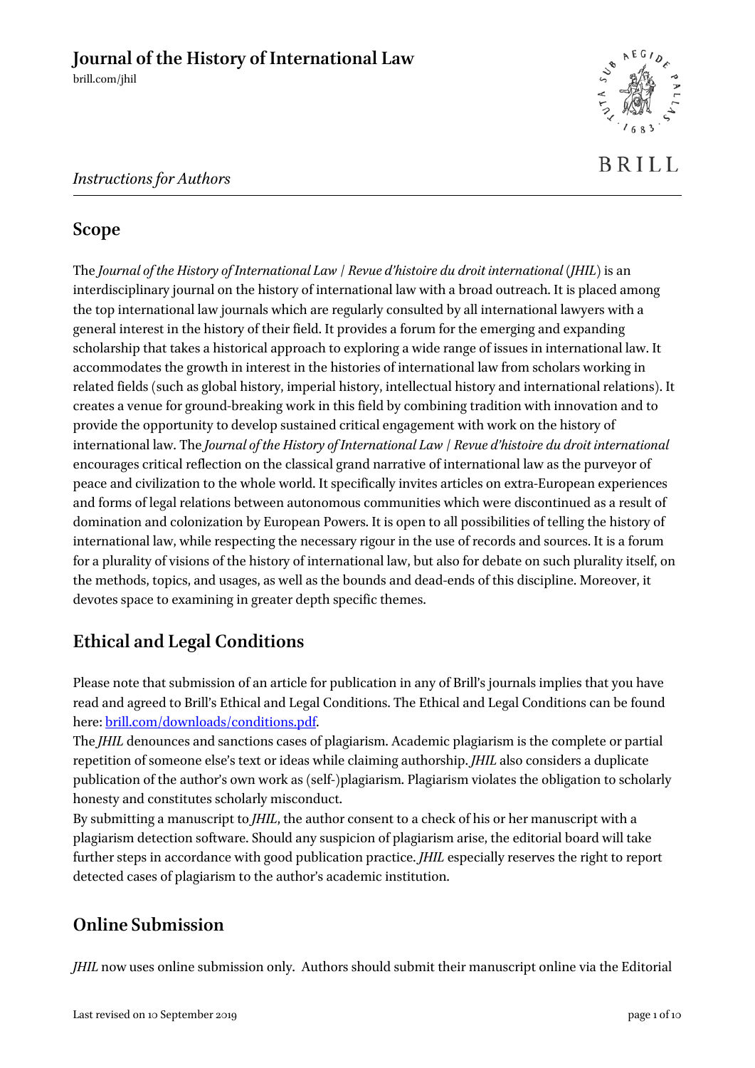# Journal of the History of International Law

brill.com/jhil

*Instructions for Authors*

## Scope

The *Journal of the History of International Law / Revue d'histoire du droit international* (*JHIL*) is an interdisciplinary journal on the history of international law with a broad outreach. It is placed among the top international law journals which are regularly consulted by all international lawyers with a general interest in the history of their field. It provides a forum for the emerging and expanding scholarship that takes a historical approach to exploring a wide range of issues in international law. It accommodates the growth in interest in the histories of international law from scholars working in related fields (such as global history, imperial history, intellectual history and international relations). It creates a venue for ground-breaking work in this field by combining tradition with innovation and to provide the opportunity to develop sustained critical engagement with work on the history of international law. The *Journal of the History of International Law / Revue d'histoire du droit international* encourages critical reflection on the classical grand narrative of international law as the purveyor of peace and civilization to the whole world. It specifically invites articles on extra-European experiences and forms of legal relations between autonomous communities which were discontinued as a result of domination and colonization by European Powers. It is open to all possibilities of telling the history of international law, while respecting the necessary rigour in the use of records and sources. It is a forum for a plurality of visions of the history of international law, but also for debate on such plurality itself, on the methods, topics, and usages, as well as the bounds and dead-ends of this discipline. Moreover, it devotes space to examining in greater depth specific themes.

## Ethical and Legal Conditions

Please note that submission of an article for publication in any of Brill's journals implies that you have read and agreed to Brill's Ethical and Legal Conditions. The Ethical and Legal Conditions can be found here: [brill.com/downloads/conditions.pdf](brill.com/downloads/conditions.pdf).

The *JHIL* denounces and sanctions cases of plagiarism. Academic plagiarism is the complete or partial repetition of someone else's text or ideas while claiming authorship. *JHIL* also considers a duplicate publication of the author's own work as (self-)plagiarism. Plagiarism violates the obligation to scholarly honesty and constitutes scholarly misconduct.

By submitting a manuscript to *JHIL*, the author consent to a check of his or her manuscript with a plagiarism detection software. Should any suspicion of plagiarism arise, the editorial board will take further steps in accordance with good publication practice. *JHIL* especially reserves the right to report detected cases of plagiarism to the author's academic institution.

## Online Submission

*JHIL* now uses online submission only. Authors should submit their manuscript online via the Editorial

Last revised on 10 September 2019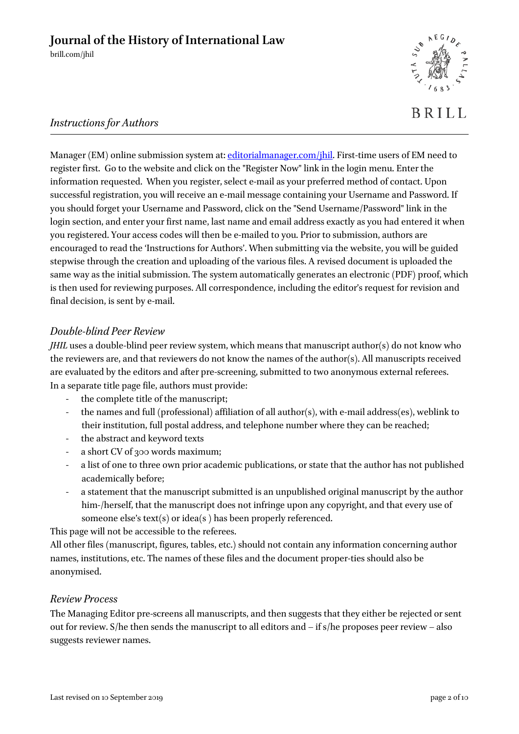Manager (EM) online submission system at: [editorialmanager.com/jhil](editorialmanager.com/jhil). First-time users of EM need to register first. Go to the website and click on the "Register Now" link in the login menu. Enter the information requested. When you register, select e-mail as your preferred method of contact. Upon successful registration, you will receive an e-mail message containing your Username and Password. If you should forget your Username and Password, click on the "Send Username/Password" link in the login section, and enter your first name, last name and email address exactly as you had entered it when you registered. Your access codes will then be e-mailed to you. Prior to submission, authors are encouraged to read the 'Instructions for Authors'. When submitting via the website, you will be guided stepwise through the creation and uploading of the various files. A revised document is uploaded the same way as the initial submission. The system automatically generates an electronic (PDF) proof, which is then used for reviewing purposes. All correspondence, including the editor's request for revision and final decision, is sent by e-mail.

## *Double-blind Peer Review*

*JHIL* uses a double-blind peer review system, which means that manuscript author(s) do not know who the reviewers are, and that reviewers do not know the names of the author(s). All manuscripts received are evaluated by the editors and after pre-screening, submitted to two anonymous external referees.
In a separate title page file, authors must provide:

- the complete title of the manuscript;
- the names and full (professional) affiliation of all author(s), with e-mail address(es), weblink to their institution, full postal address, and telephone number where they can be reached;
- the abstract and keyword texts
- a short CV of 300 words maximum;
- a list of one to three own prior academic publications, or state that the author has not published academically before;
- a statement that the manuscript submitted is an unpublished original manuscript by the author him-/herself, that the manuscript does not infringe upon any copyright, and that every use of someone else's text(s) or idea(s ) has been properly referenced.

This page will not be accessible to the referees.
All other files (manuscript, figures, tables, etc.) should not contain any information concerning author names, institutions, etc. The names of these files and the document proper-ties should also be anonymised.

## *Review Process*

The Managing Editor pre-screens all manuscripts, and then suggests that they either be rejected or sent out for review. S/he then sends the manuscript to all editors and – if s/he proposes peer review – also suggests reviewer names.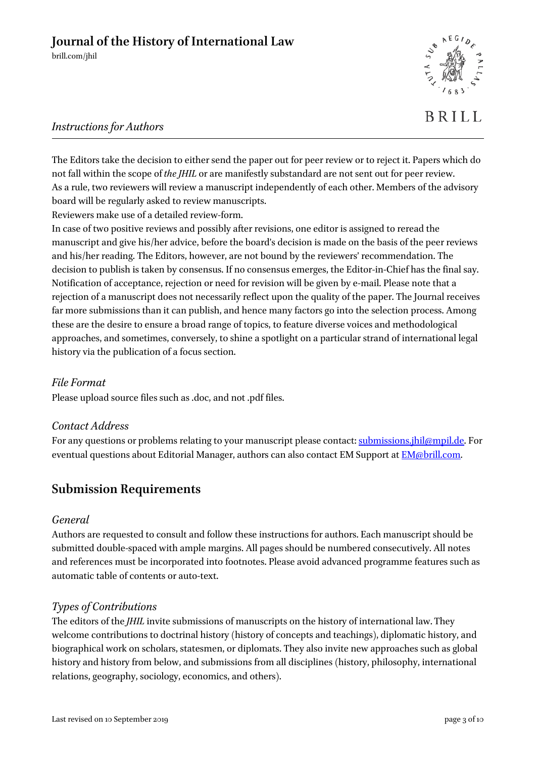The Editors take the decision to either send the paper out for peer review or to reject it. Papers which do not fall within the scope of *the JHIL* or are manifestly substandard are not sent out for peer review.
As a rule, two reviewers will review a manuscript independently of each other. Members of the advisory board will be regularly asked to review manuscripts.
Reviewers make use of a detailed review-form.
In case of two positive reviews and possibly after revisions, one editor is assigned to reread the manuscript and give his/her advice, before the board's decision is made on the basis of the peer reviews and his/her reading. The Editors, however, are not bound by the reviewers' recommendation. The decision to publish is taken by consensus. If no consensus emerges, the Editor-in-Chief has the final say. Notification of acceptance, rejection or need for revision will be given by e-mail. Please note that a rejection of a manuscript does not necessarily reflect upon the quality of the paper. The Journal receives far more submissions than it can publish, and hence many factors go into the selection process. Among these are the desire to ensure a broad range of topics, to feature diverse voices and methodological approaches, and sometimes, conversely, to shine a spotlight on a particular strand of international legal history via the publication of a focus section.

### *File Format*

Please upload source files such as .doc, and not .pdf files.

### *Contact Address*

For any questions or problems relating to your manuscript please contact: [submissions.jhil@mpil.de](mailto:submissions.jhil@mpil.de). For eventual questions about Editorial Manager, authors can also contact EM Support at [EM@brill.com](mailto:EM@brill.com).

## Submission Requirements

### *General*

Authors are requested to consult and follow these instructions for authors. Each manuscript should be submitted double-spaced with ample margins. All pages should be numbered consecutively. All notes and references must be incorporated into footnotes. Please avoid advanced programme features such as automatic table of contents or auto-text.

### *Types of Contributions*

The editors of the *JHIL* invite submissions of manuscripts on the history of international law. They welcome contributions to doctrinal history (history of concepts and teachings), diplomatic history, and biographical work on scholars, statesmen, or diplomats. They also invite new approaches such as global history and history from below, and submissions from all disciplines (history, philosophy, international relations, geography, sociology, economics, and others).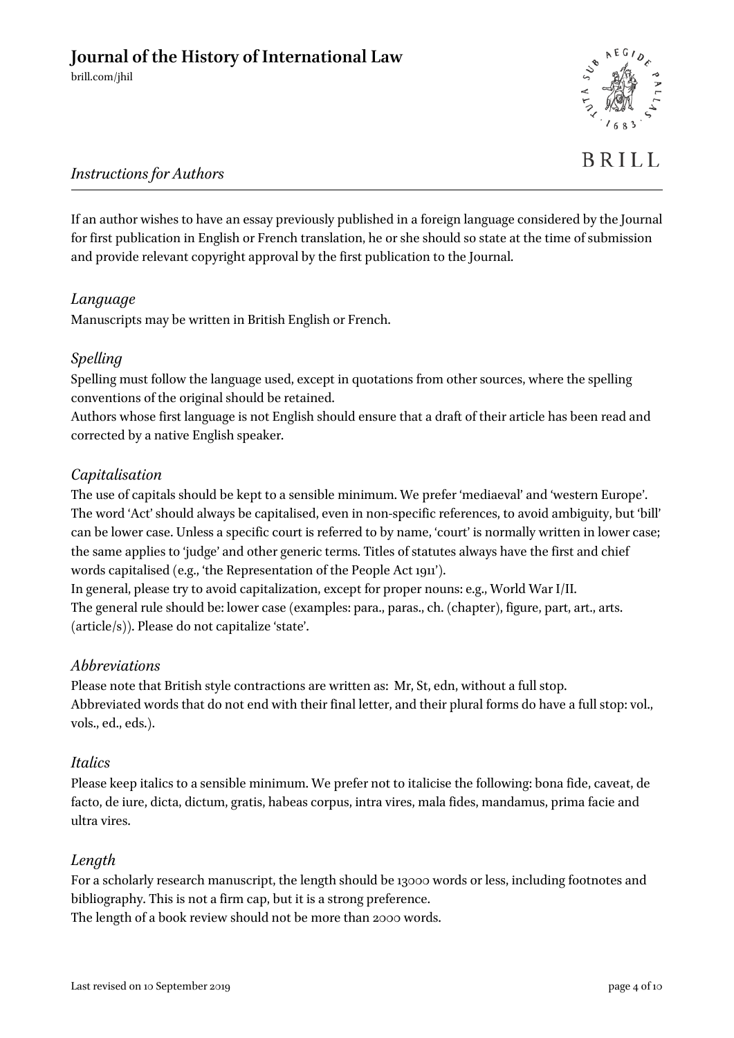*Instructions for Authors*

If an author wishes to have an essay previously published in a foreign language considered by the Journal for first publication in English or French translation, he or she should so state at the time of submission and provide relevant copyright approval by the first publication to the Journal.

## *Language*

Manuscripts may be written in British English or French.

## *Spelling*

Spelling must follow the language used, except in quotations from other sources, where the spelling conventions of the original should be retained.
Authors whose first language is not English should ensure that a draft of their article has been read and corrected by a native English speaker.

## *Capitalisation*

The use of capitals should be kept to a sensible minimum. We prefer 'mediaeval' and 'western Europe'. The word 'Act' should always be capitalised, even in non-specific references, to avoid ambiguity, but 'bill' can be lower case. Unless a specific court is referred to by name, 'court' is normally written in lower case; the same applies to 'judge' and other generic terms. Titles of statutes always have the first and chief words capitalised (e.g., 'the Representation of the People Act 1911').
In general, please try to avoid capitalization, except for proper nouns: e.g., World War I/II.
The general rule should be: lower case (examples: para., paras., ch. (chapter), figure, part, art., arts. (article/s)). Please do not capitalize 'state'.

## *Abbreviations*

Please note that British style contractions are written as: Mr, St, edn, without a full stop.
Abbreviated words that do not end with their final letter, and their plural forms do have a full stop: vol., vols., ed., eds.).

## *Italics*

Please keep italics to a sensible minimum. We prefer not to italicise the following: bona fide, caveat, de facto, de iure, dicta, dictum, gratis, habeas corpus, intra vires, mala fides, mandamus, prima facie and ultra vires.

## *Length*

For a scholarly research manuscript, the length should be 13000 words or less, including footnotes and bibliography. This is not a firm cap, but it is a strong preference.
The length of a book review should not be more than 2000 words.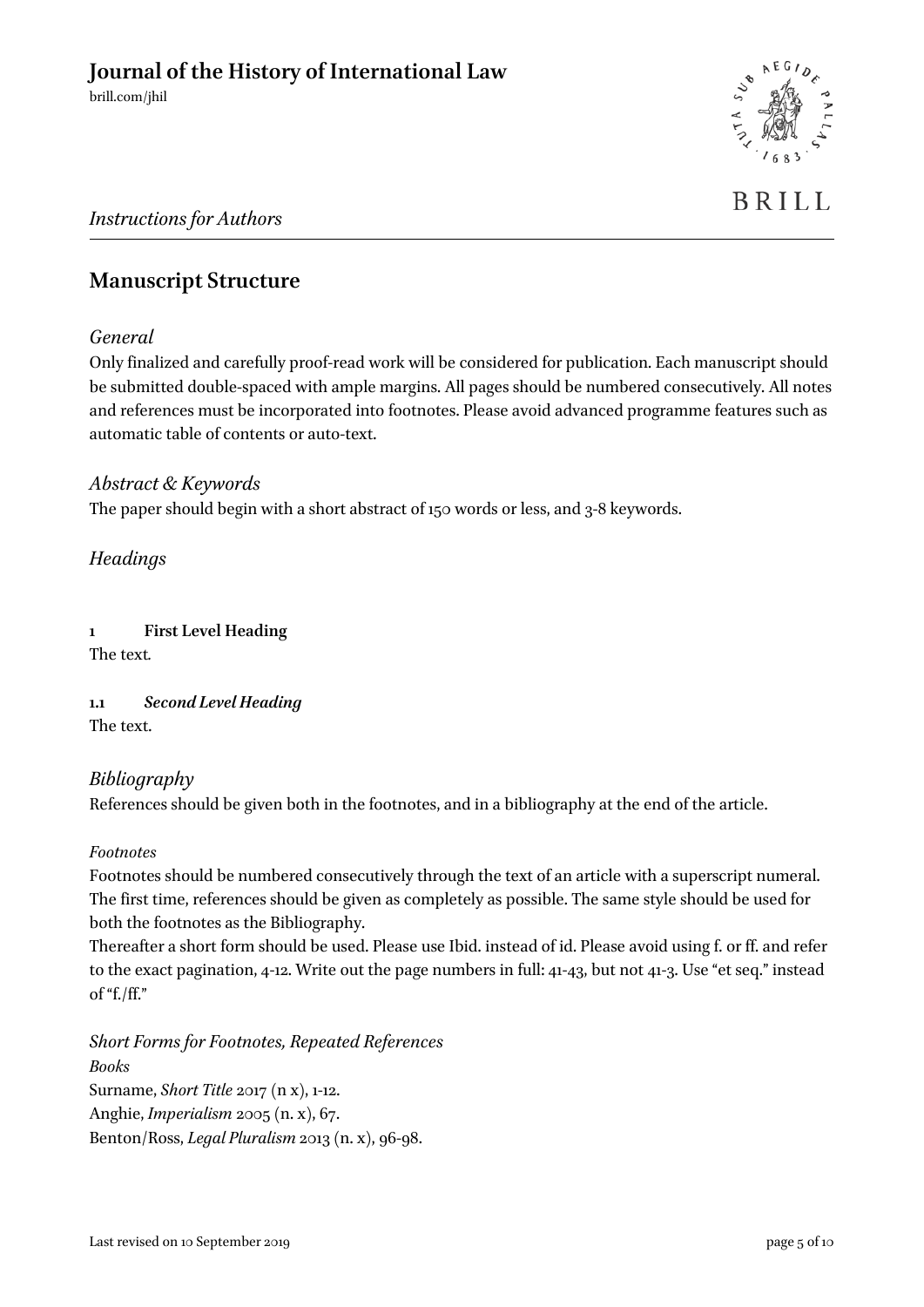## Manuscript Structure

### *General*

Only finalized and carefully proof-read work will be considered for publication. Each manuscript should be submitted double-spaced with ample margins. All pages should be numbered consecutively. All notes and references must be incorporated into footnotes. Please avoid advanced programme features such as automatic table of contents or auto-text.

### *Abstract & Keywords*

The paper should begin with a short abstract of 150 words or less, and 3-8 keywords.

### *Headings*

**1 First Level Heading**
The text.

**1.1 *Second Level Heading***
The text.

### *Bibliography*

References should be given both in the footnotes, and in a bibliography at the end of the article.

#### *Footnotes*

Footnotes should be numbered consecutively through the text of an article with a superscript numeral. The first time, references should be given as completely as possible. The same style should be used for both the footnotes as the Bibliography.
Thereafter a short form should be used. Please use Ibid. instead of id. Please avoid using f. or ff. and refer to the exact pagination, 4-12. Write out the page numbers in full: 41-43, but not 41-3. Use "et seq." instead of "f./ff."

#### *Short Forms for Footnotes, Repeated References*

*Books*
Surname, *Short Title* 2017 (n x), 1-12.
Anghie, *Imperialism* 2005 (n. x), 67.
Benton/Ross, *Legal Pluralism* 2013 (n. x), 96-98.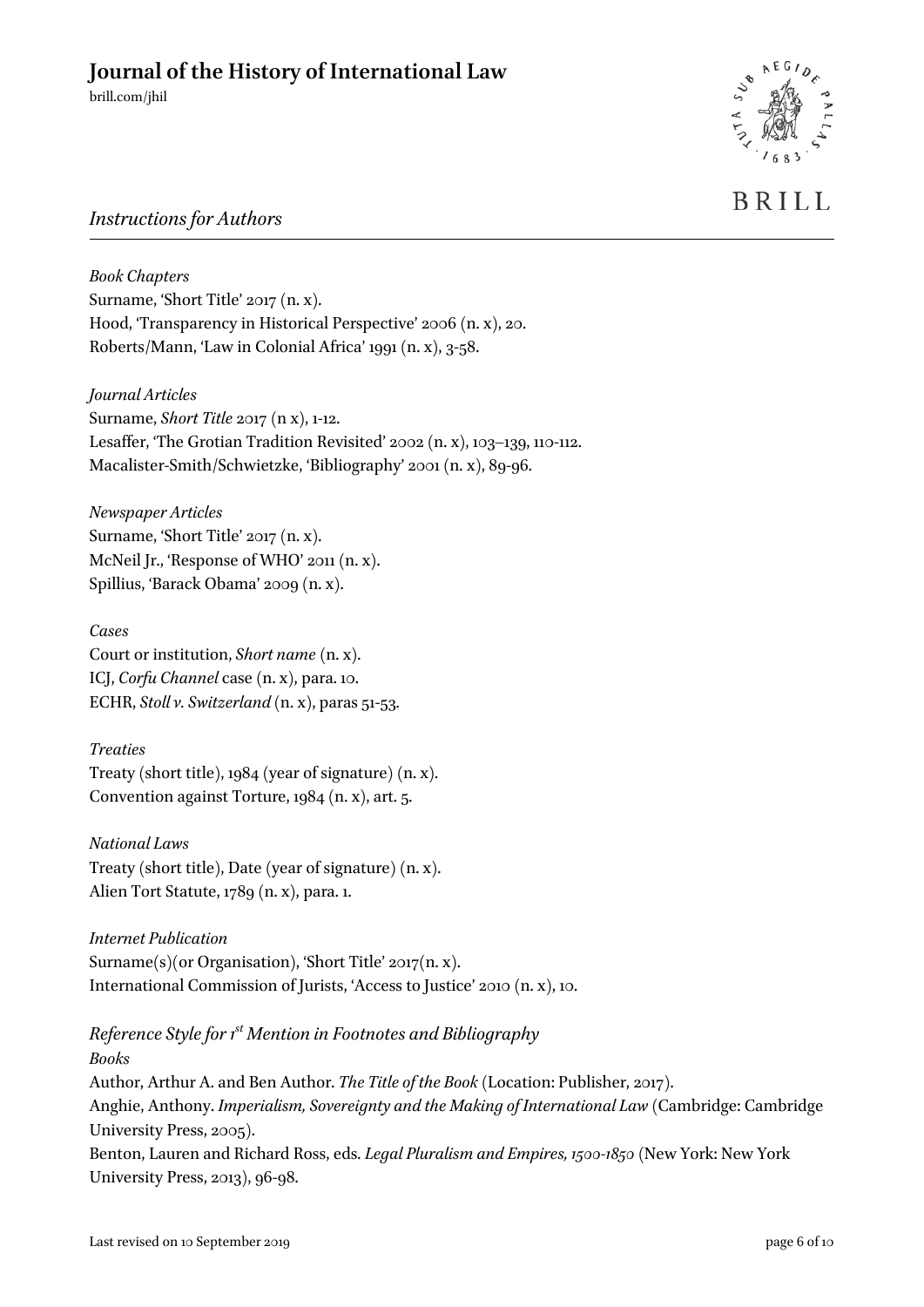*Book Chapters*

Surname, 'Short Title' 2017 (n. x).

Hood, 'Transparency in Historical Perspective' 2006 (n. x), 20.

Roberts/Mann, 'Law in Colonial Africa' 1991 (n. x), 3-58.

*Journal Articles*

Surname, *Short Title* 2017 (n x), 1-12.

Lesaffer, 'The Grotian Tradition Revisited' 2002 (n. x), 103–139, 110-112.

Macalister-Smith/Schwietzke, 'Bibliography' 2001 (n. x), 89-96.

*Newspaper Articles*

Surname, 'Short Title' 2017 (n. x).

McNeil Jr., 'Response of WHO' 2011 (n. x).

Spillius, 'Barack Obama' 2009 (n. x).

*Cases*

Court or institution, *Short name* (n. x).

ICJ, *Corfu Channel* case (n. x), para. 10.

ECHR, *Stoll v. Switzerland* (n. x), paras 51-53.

*Treaties*

Treaty (short title), 1984 (year of signature) (n. x).

Convention against Torture, 1984 (n. x), art. 5.

*National Laws*

Treaty (short title), Date (year of signature) (n. x).

Alien Tort Statute, 1789 (n. x), para. 1.

*Internet Publication*

Surname(s)(or Organisation), 'Short Title' 2017(n. x).

International Commission of Jurists, 'Access to Justice' 2010 (n. x), 10.

## *Reference Style for 1st Mention in Footnotes and Bibliography*

*Books*

Author, Arthur A. and Ben Author. *The Title of the Book* (Location: Publisher, 2017).

Anghie, Anthony. *Imperialism, Sovereignty and the Making of International Law* (Cambridge: Cambridge University Press, 2005).

Benton, Lauren and Richard Ross, eds. *Legal Pluralism and Empires, 1500-1850* (New York: New York University Press, 2013), 96-98.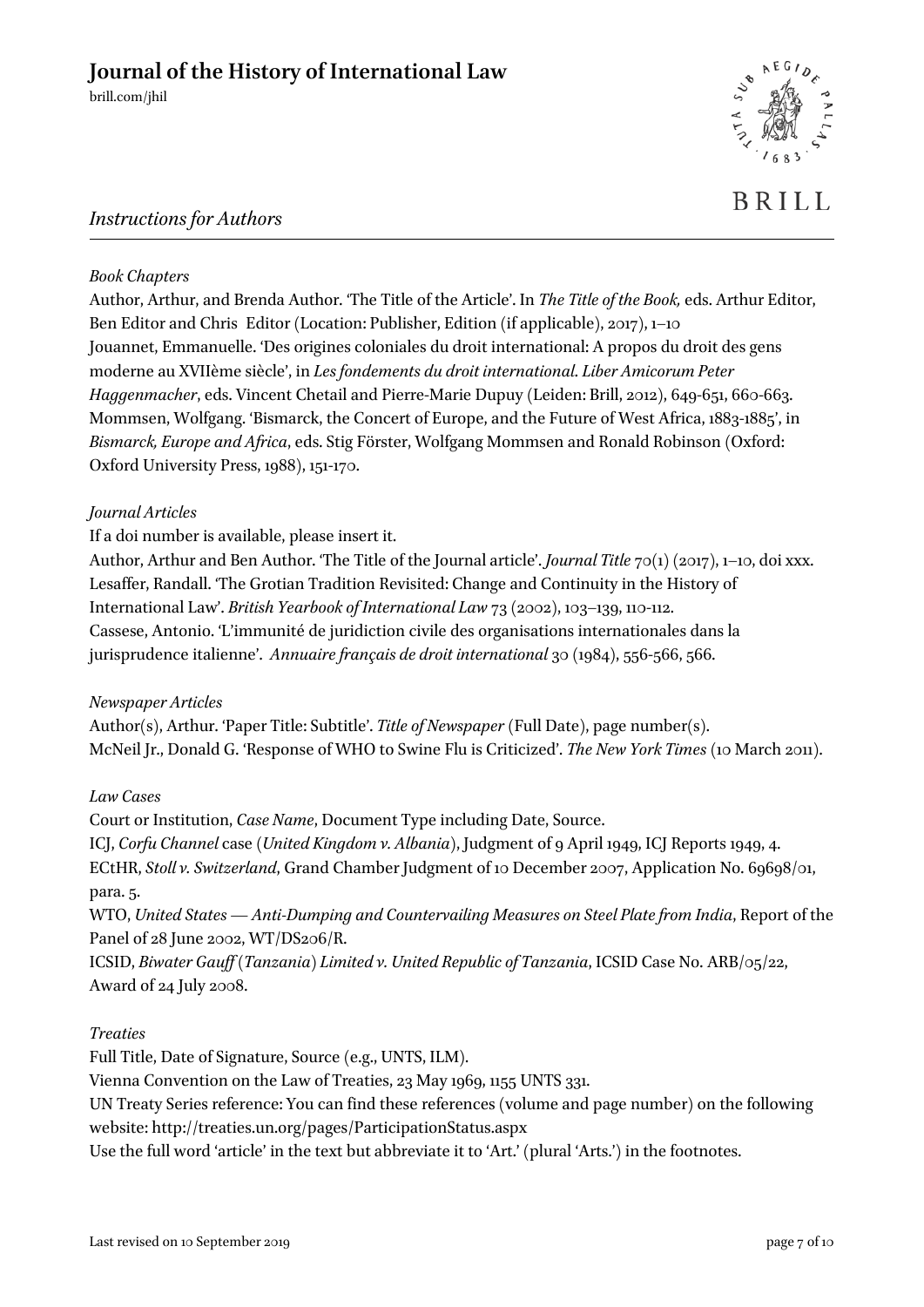*Book Chapters*

Author, Arthur, and Brenda Author. 'The Title of the Article'. In *The Title of the Book,* eds. Arthur Editor, Ben Editor and Chris Editor (Location: Publisher, Edition (if applicable), 2017), 1–10

Jouannet, Emmanuelle. 'Des origines coloniales du droit international: A propos du droit des gens moderne au XVIIème siècle', in *Les fondements du droit international. Liber Amicorum Peter Haggenmacher*, eds. Vincent Chetail and Pierre-Marie Dupuy (Leiden: Brill, 2012), 649-651, 660-663.

Mommsen, Wolfgang. 'Bismarck, the Concert of Europe, and the Future of West Africa, 1883-1885', in *Bismarck, Europe and Africa*, eds. Stig Förster, Wolfgang Mommsen and Ronald Robinson (Oxford: Oxford University Press, 1988), 151-170.

*Journal Articles*

If a doi number is available, please insert it.

Author, Arthur and Ben Author. 'The Title of the Journal article'. *Journal Title* 70(1) (2017), 1–10, doi xxx.

Lesaffer, Randall. 'The Grotian Tradition Revisited: Change and Continuity in the History of International Law'. *British Yearbook of International Law* 73 (2002), 103–139, 110-112.

Cassese, Antonio. 'L'immunité de juridiction civile des organisations internationales dans la jurisprudence italienne'. *Annuaire français de droit international* 30 (1984), 556-566, 566.

*Newspaper Articles*

Author(s), Arthur. 'Paper Title: Subtitle'. *Title of Newspaper* (Full Date), page number(s).

McNeil Jr., Donald G. 'Response of WHO to Swine Flu is Criticized'. *The New York Times* (10 March 2011).

*Law Cases*

Court or Institution, *Case Name*, Document Type including Date, Source.

ICJ, *Corfu Channel* case (*United Kingdom v. Albania*), Judgment of 9 April 1949, ICJ Reports 1949, 4.

ECtHR, *Stoll v. Switzerland*, Grand Chamber Judgment of 10 December 2007, Application No. 69698/01, para. 5.

WTO, *United States — Anti-Dumping and Countervailing Measures on Steel Plate from India*, Report of the Panel of 28 June 2002, WT/DS206/R.

ICSID, *Biwater Gauff (Tanzania) Limited v. United Republic of Tanzania*, ICSID Case No. ARB/05/22, Award of 24 July 2008.

*Treaties*

Full Title, Date of Signature, Source (e.g., UNTS, ILM).

Vienna Convention on the Law of Treaties, 23 May 1969, 1155 UNTS 331.

UN Treaty Series reference: You can find these references (volume and page number) on the following website: http://treaties.un.org/pages/ParticipationStatus.aspx

Use the full word 'article' in the text but abbreviate it to 'Art.' (plural 'Arts.') in the footnotes.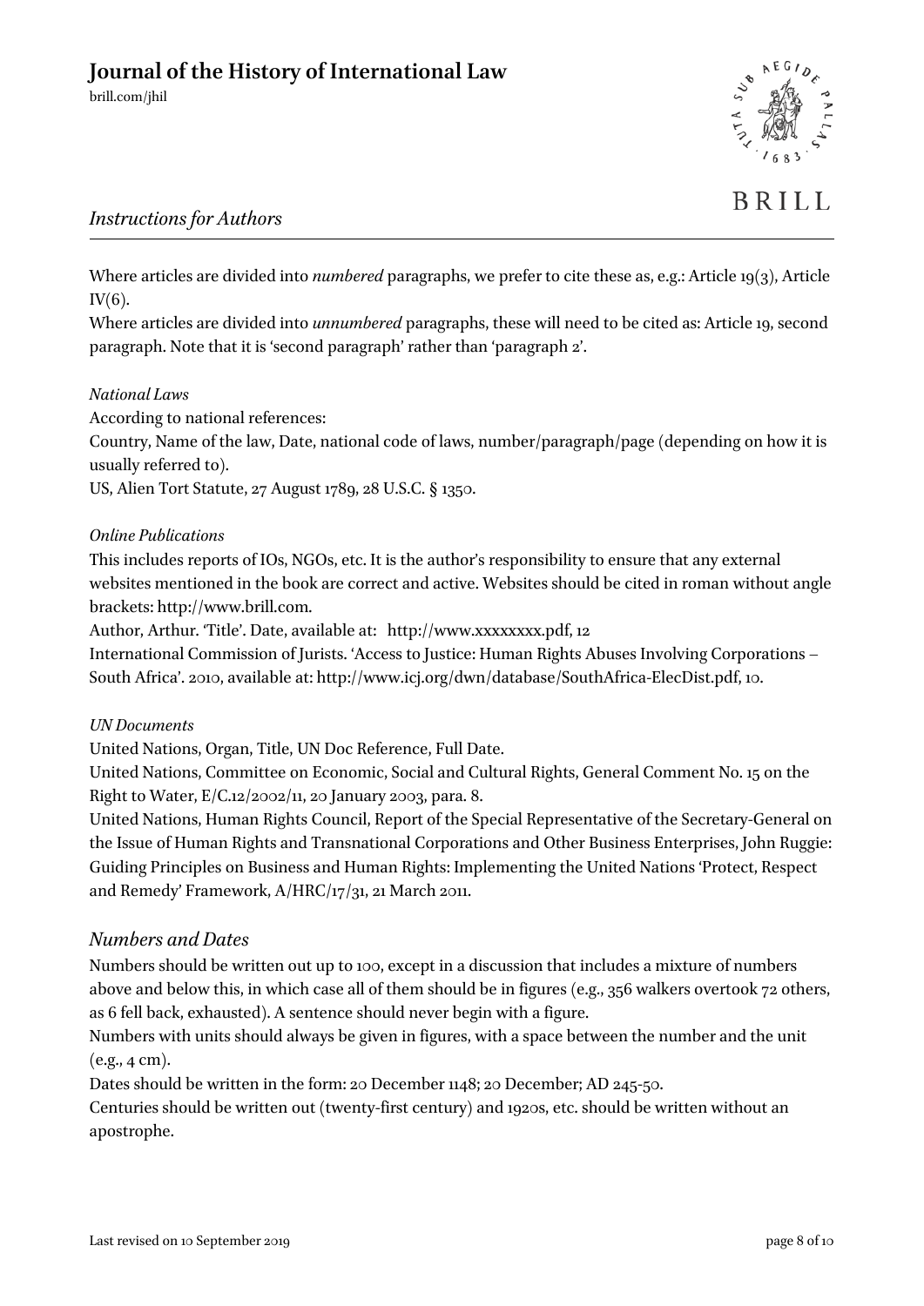Where articles are divided into *numbered* paragraphs, we prefer to cite these as, e.g.: Article 19(3), Article IV(6).

Where articles are divided into *unnumbered* paragraphs, these will need to be cited as: Article 19, second paragraph. Note that it is 'second paragraph' rather than 'paragraph 2'.

*National Laws*

According to national references:

Country, Name of the law, Date, national code of laws, number/paragraph/page (depending on how it is usually referred to).

US, Alien Tort Statute, 27 August 1789, 28 U.S.C. § 1350.

*Online Publications*

This includes reports of IOs, NGOs, etc. It is the author's responsibility to ensure that any external websites mentioned in the book are correct and active. Websites should be cited in roman without angle brackets: http://www.brill.com.

Author, Arthur. 'Title'. Date, available at: http://www.xxxxxxxx.pdf, 12

International Commission of Jurists. 'Access to Justice: Human Rights Abuses Involving Corporations – South Africa'. 2010, available at: http://www.icj.org/dwn/database/SouthAfrica-ElecDist.pdf, 10.

*UN Documents*

United Nations, Organ, Title, UN Doc Reference, Full Date.

United Nations, Committee on Economic, Social and Cultural Rights, General Comment No. 15 on the Right to Water, E/C.12/2002/11, 20 January 2003, para. 8.

United Nations, Human Rights Council, Report of the Special Representative of the Secretary-General on the Issue of Human Rights and Transnational Corporations and Other Business Enterprises, John Ruggie: Guiding Principles on Business and Human Rights: Implementing the United Nations 'Protect, Respect and Remedy' Framework, A/HRC/17/31, 21 March 2011.

## *Numbers and Dates*

Numbers should be written out up to 100, except in a discussion that includes a mixture of numbers above and below this, in which case all of them should be in figures (e.g., 356 walkers overtook 72 others, as 6 fell back, exhausted). A sentence should never begin with a figure.

Numbers with units should always be given in figures, with a space between the number and the unit (e.g., 4 cm).

Dates should be written in the form: 20 December 1148; 20 December; AD 245-50.

Centuries should be written out (twenty-first century) and 1920s, etc. should be written without an apostrophe.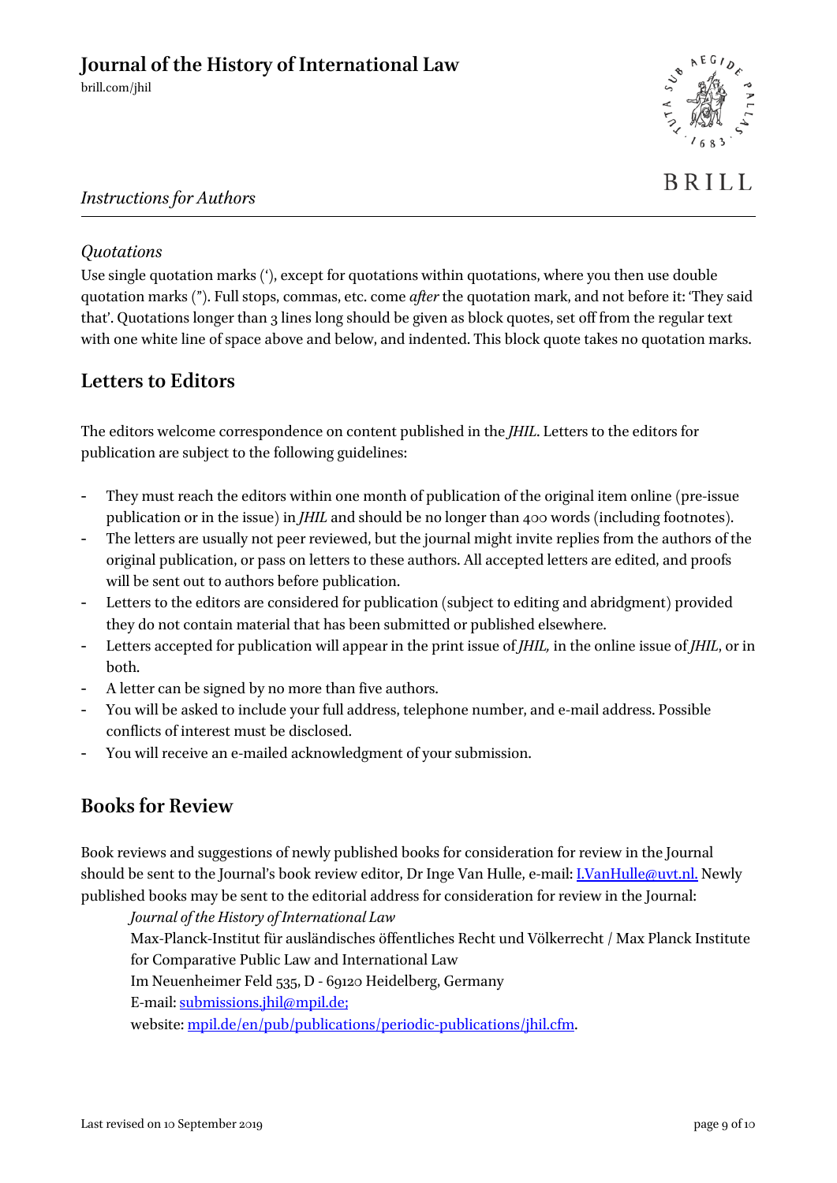### *Quotations*

Use single quotation marks ('), except for quotations within quotations, where you then use double quotation marks ("). Full stops, commas, etc. come *after* the quotation mark, and not before it: 'They said that'. Quotations longer than 3 lines long should be given as block quotes, set off from the regular text with one white line of space above and below, and indented. This block quote takes no quotation marks.

## Letters to Editors

The editors welcome correspondence on content published in the *JHIL*. Letters to the editors for publication are subject to the following guidelines:

- They must reach the editors within one month of publication of the original item online (pre-issue publication or in the issue) in *JHIL* and should be no longer than 400 words (including footnotes).
- The letters are usually not peer reviewed, but the journal might invite replies from the authors of the original publication, or pass on letters to these authors. All accepted letters are edited, and proofs will be sent out to authors before publication.
- Letters to the editors are considered for publication (subject to editing and abridgment) provided they do not contain material that has been submitted or published elsewhere.
- Letters accepted for publication will appear in the print issue of *JHIL,* in the online issue of *JHIL*, or in both.
- A letter can be signed by no more than five authors.
- You will be asked to include your full address, telephone number, and e-mail address. Possible conflicts of interest must be disclosed.
- You will receive an e-mailed acknowledgment of your submission.

## Books for Review

Book reviews and suggestions of newly published books for consideration for review in the Journal should be sent to the Journal's book review editor, Dr Inge Van Hulle, e-mail: I.VanHulle@uvt.nl. Newly published books may be sent to the editorial address for consideration for review in the Journal:

*Journal of the History of International Law*
Max-Planck-Institut für ausländisches öffentliches Recht und Völkerrecht / Max Planck Institute for Comparative Public Law and International Law
Im Neuenheimer Feld 535, D - 69120 Heidelberg, Germany
E-mail: submissions.jhil@mpil.de;
website: mpil.de/en/pub/publications/periodic-publications/jhil.cfm.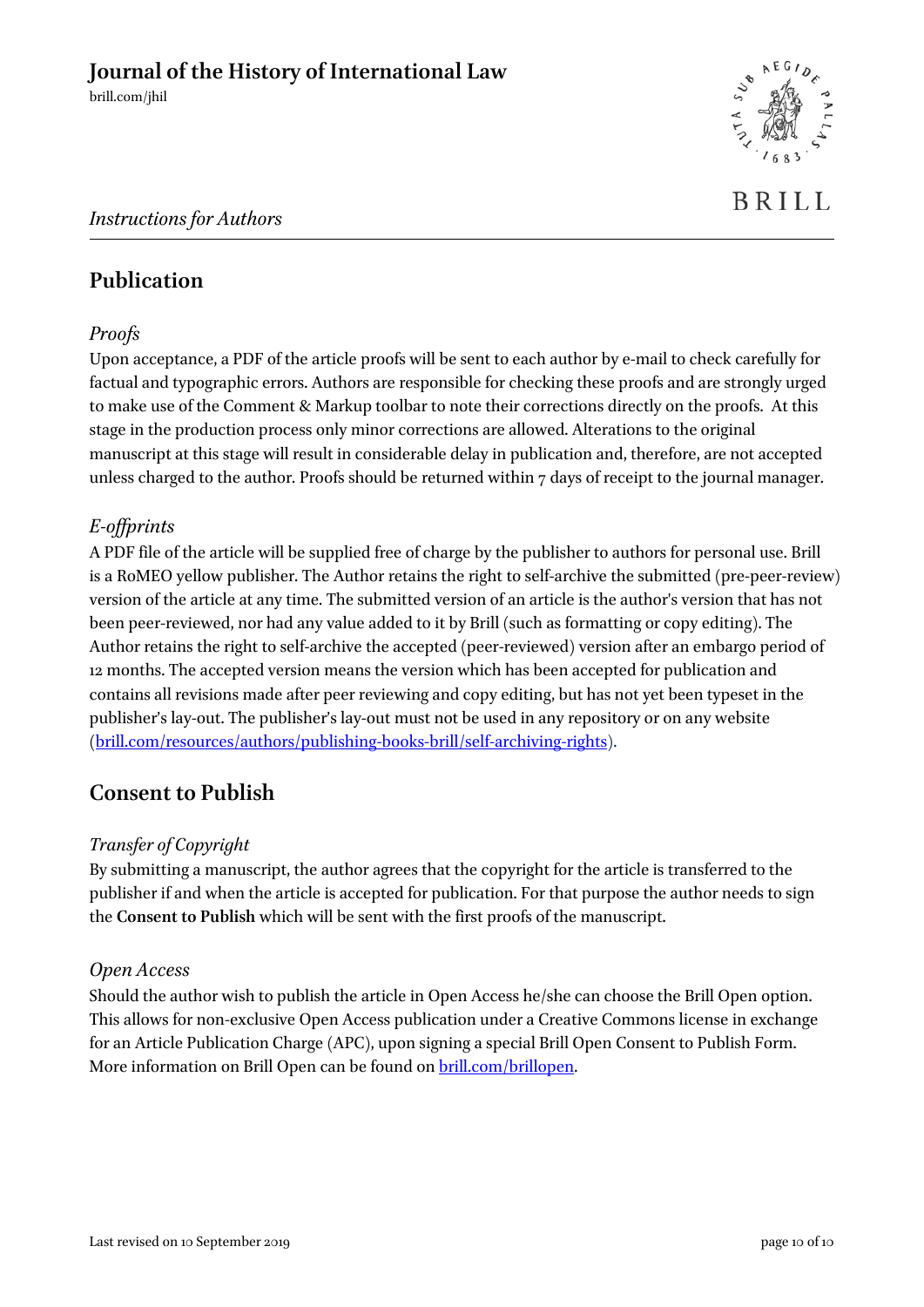## Publication

### *Proofs*

Upon acceptance, a PDF of the article proofs will be sent to each author by e-mail to check carefully for factual and typographic errors. Authors are responsible for checking these proofs and are strongly urged to make use of the Comment & Markup toolbar to note their corrections directly on the proofs. At this stage in the production process only minor corrections are allowed. Alterations to the original manuscript at this stage will result in considerable delay in publication and, therefore, are not accepted unless charged to the author. Proofs should be returned within 7 days of receipt to the journal manager.

### *E-offprints*

A PDF file of the article will be supplied free of charge by the publisher to authors for personal use. Brill is a RoMEO yellow publisher. The Author retains the right to self-archive the submitted (pre-peer-review) version of the article at any time. The submitted version of an article is the author's version that has not been peer-reviewed, nor had any value added to it by Brill (such as formatting or copy editing). The Author retains the right to self-archive the accepted (peer-reviewed) version after an embargo period of 12 months. The accepted version means the version which has been accepted for publication and contains all revisions made after peer reviewing and copy editing, but has not yet been typeset in the publisher's lay-out. The publisher's lay-out must not be used in any repository or on any website (brill.com/resources/authors/publishing-books-brill/self-archiving-rights).

## Consent to Publish

### *Transfer of Copyright*

By submitting a manuscript, the author agrees that the copyright for the article is transferred to the publisher if and when the article is accepted for publication. For that purpose the author needs to sign the **Consent to Publish** which will be sent with the first proofs of the manuscript.

### *Open Access*

Should the author wish to publish the article in Open Access he/she can choose the Brill Open option. This allows for non-exclusive Open Access publication under a Creative Commons license in exchange for an Article Publication Charge (APC), upon signing a special Brill Open Consent to Publish Form. More information on Brill Open can be found on brill.com/brillopen.